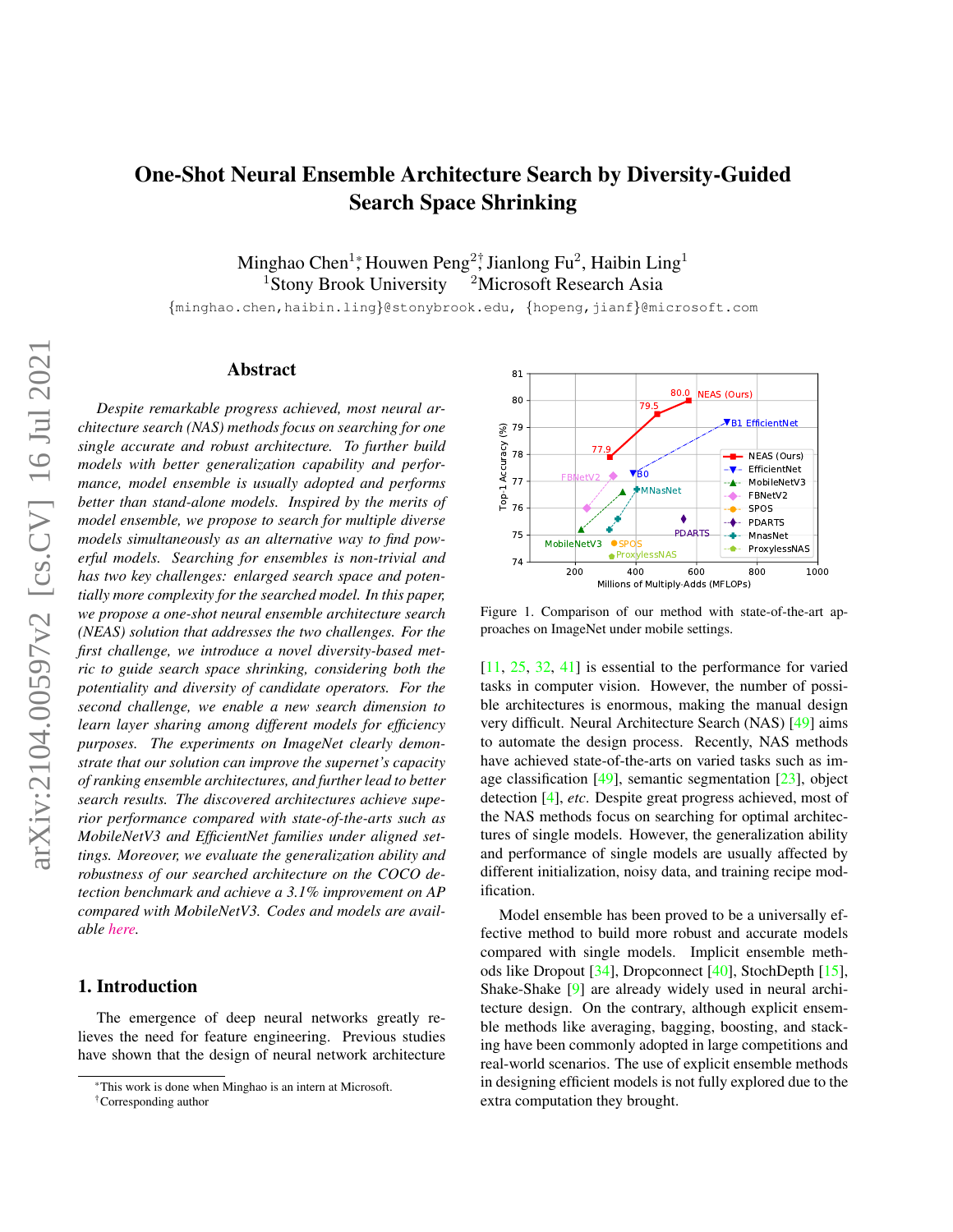# One-Shot Neural Ensemble Architecture Search by Diversity-Guided Search Space Shrinking

Minghao Chen[1]*, Houwen Peng[2]†, Jianlong Fu[2], Haibin Ling[1]

[1]Stony Brook University [2]Microsoft Research Asia

{minghao.chen,haibin.ling}@stonybrook.edu, {hopeng,jianf}@microsoft.com

## Abstract

*Despite remarkable progress achieved, most neural architecture search (NAS) methods focus on searching for one single accurate and robust architecture. To further build models with better generalization capability and performance, model ensemble is usually adopted and performs better than stand-alone models. Inspired by the merits of model ensemble, we propose to search for multiple diverse models simultaneously as an alternative way to find powerful models. Searching for ensembles is non-trivial and has two key challenges: enlarged search space and potentially more complexity for the searched model. In this paper, we propose a one-shot neural ensemble architecture search (NEAS) solution that addresses the two challenges. For the first challenge, we introduce a novel diversity-based metric to guide search space shrinking, considering both the potentiality and diversity of candidate operators. For the second challenge, we enable a new search dimension to learn layer sharing among different models for efficiency purposes. The experiments on ImageNet clearly demonstrate that our solution can improve the supernet's capacity of ranking ensemble architectures, and further lead to better search results. The discovered architectures achieve superior performance compared with state-of-the-arts such as MobileNetV3 and EfficientNet families under aligned settings. Moreover, we evaluate the generalization ability and robustness of our searched architecture on the COCO detection benchmark and achieve a 3.1% improvement on AP compared with MobileNetV3. Codes and models are available here.*

## 1. Introduction

The emergence of deep neural networks greatly relieves the need for feature engineering. Previous studies have shown that the design of neural network architecture [11, 25, 32, 41] is essential to the performance for varied tasks in computer vision. However, the number of possible architectures is enormous, making the manual design very difficult. Neural Architecture Search (NAS) [49] aims to automate the design process. Recently, NAS methods have achieved state-of-the-arts on varied tasks such as image classification [49], semantic segmentation [23], object detection [4], *etc*. Despite great progress achieved, most of the NAS methods focus on searching for optimal architectures of single models. However, the generalization ability and performance of single models are usually affected by different initialization, noisy data, and training recipe modification.

Figure 1. Comparison of our method with state-of-the-art approaches on ImageNet under mobile settings.

Model ensemble has been proved to be a universally effective method to build more robust and accurate models compared with single models. Implicit ensemble methods like Dropout [34], Dropconnect [40], StochDepth [15], Shake-Shake [9] are already widely used in neural architecture design. On the contrary, although explicit ensemble methods like averaging, bagging, boosting, and stacking have been commonly adopted in large competitions and real-world scenarios. The use of explicit ensemble methods in designing efficient models is not fully explored due to the extra computation they brought.

*This work is done when Minghao is an intern at Microsoft.

†Corresponding author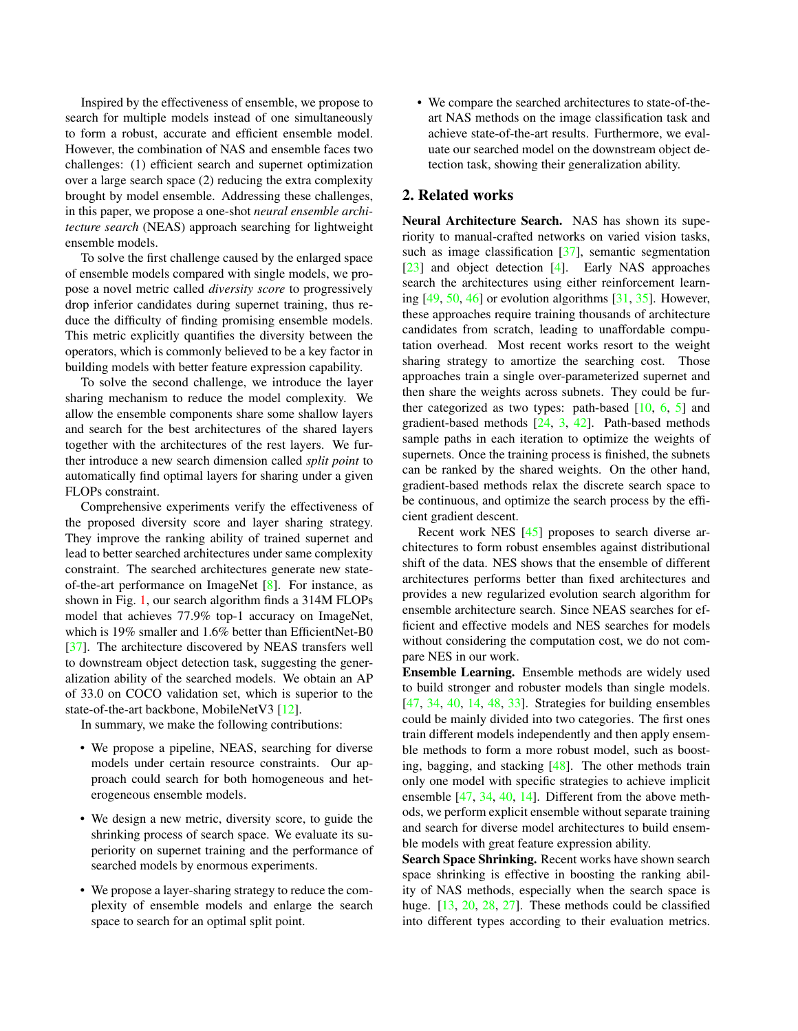Inspired by the effectiveness of ensemble, we propose to search for multiple models instead of one simultaneously to form a robust, accurate and efficient ensemble model. However, the combination of NAS and ensemble faces two challenges: (1) efficient search and supernet optimization over a large search space (2) reducing the extra complexity brought by model ensemble. Addressing these challenges, in this paper, we propose a one-shot *neural ensemble architecture search* (NEAS) approach searching for lightweight ensemble models.

To solve the first challenge caused by the enlarged space of ensemble models compared with single models, we propose a novel metric called *diversity score* to progressively drop inferior candidates during supernet training, thus reduce the difficulty of finding promising ensemble models. This metric explicitly quantifies the diversity between the operators, which is commonly believed to be a key factor in building models with better feature expression capability.

To solve the second challenge, we introduce the layer sharing mechanism to reduce the model complexity. We allow the ensemble components share some shallow layers and search for the best architectures of the shared layers together with the architectures of the rest layers. We further introduce a new search dimension called *split point* to automatically find optimal layers for sharing under a given FLOPs constraint.

Comprehensive experiments verify the effectiveness of the proposed diversity score and layer sharing strategy. They improve the ranking ability of trained supernet and lead to better searched architectures under same complexity constraint. The searched architectures generate new state-of-the-art performance on ImageNet [8]. For instance, as shown in Fig. 1, our search algorithm finds a 314M FLOPs model that achieves 77.9% top-1 accuracy on ImageNet, which is 19% smaller and 1.6% better than EfficientNet-B0 [37]. The architecture discovered by NEAS transfers well to downstream object detection task, suggesting the generalization ability of the searched models. We obtain an AP of 33.0 on COCO validation set, which is superior to the state-of-the-art backbone, MobileNetV3 [12].

In summary, we make the following contributions:

- We propose a pipeline, NEAS, searching for diverse models under certain resource constraints. Our approach could search for both homogeneous and heterogeneous ensemble models.
- We design a new metric, diversity score, to guide the shrinking process of search space. We evaluate its superiority on supernet training and the performance of searched models by enormous experiments.
- We propose a layer-sharing strategy to reduce the complexity of ensemble models and enlarge the search space to search for an optimal split point.
- We compare the searched architectures to state-of-the-art NAS methods on the image classification task and achieve state-of-the-art results. Furthermore, we evaluate our searched model on the downstream object detection task, showing their generalization ability.

## 2. Related works

**Neural Architecture Search.** NAS has shown its superiority to manual-crafted networks on varied vision tasks, such as image classification [37], semantic segmentation [23] and object detection [4]. Early NAS approaches search the architectures using either reinforcement learning [49, 50, 46] or evolution algorithms [31, 35]. However, these approaches require training thousands of architecture candidates from scratch, leading to unaffordable computation overhead. Most recent works resort to the weight sharing strategy to amortize the searching cost. Those approaches train a single over-parameterized supernet and then share the weights across subnets. They could be further categorized as two types: path-based [10, 6, 5] and gradient-based methods [24, 3, 42]. Path-based methods sample paths in each iteration to optimize the weights of supernets. Once the training process is finished, the subnets can be ranked by the shared weights. On the other hand, gradient-based methods relax the discrete search space to be continuous, and optimize the search process by the efficient gradient descent.

Recent work NES [45] proposes to search diverse architectures to form robust ensembles against distributional shift of the data. NES shows that the ensemble of different architectures performs better than fixed architectures and provides a new regularized evolution search algorithm for ensemble architecture search. Since NEAS searches for efficient and effective models and NES searches for models without considering the computation cost, we do not compare NES in our work.

**Ensemble Learning.** Ensemble methods are widely used to build stronger and robuster models than single models. [47, 34, 40, 14, 48, 33]. Strategies for building ensembles could be mainly divided into two categories. The first ones train different models independently and then apply ensemble methods to form a more robust model, such as boosting, bagging, and stacking [48]. The other methods train only one model with specific strategies to achieve implicit ensemble [47, 34, 40, 14]. Different from the above methods, we perform explicit ensemble without separate training and search for diverse model architectures to build ensemble models with great feature expression ability.

**Search Space Shrinking.** Recent works have shown search space shrinking is effective in boosting the ranking ability of NAS methods, especially when the search space is huge. [13, 20, 28, 27]. These methods could be classified into different types according to their evaluation metrics.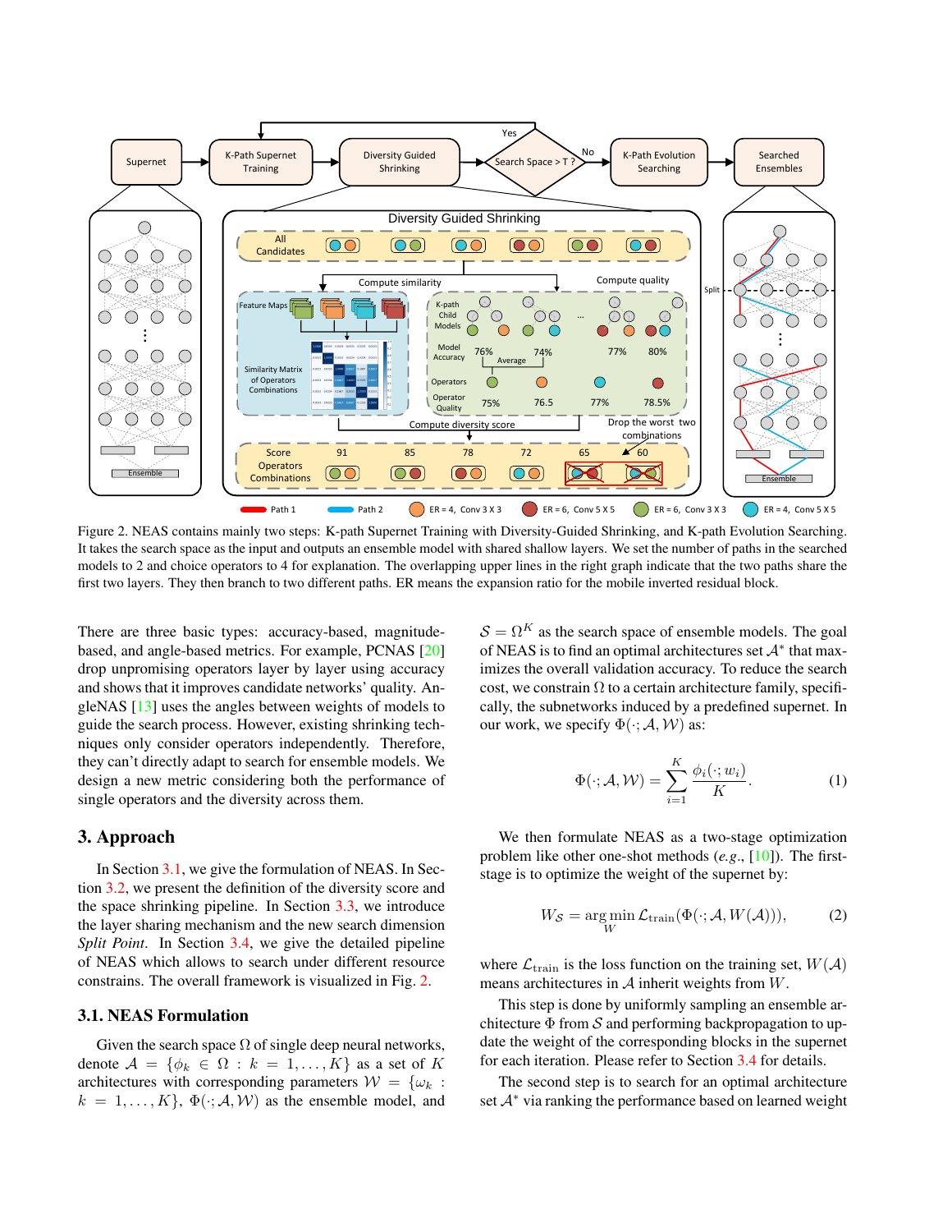Figure 2. NEAS contains mainly two steps: K-path Supernet Training with Diversity-Guided Shrinking, and K-path Evolution Searching. It takes the search space as the input and outputs an ensemble model with shared shallow layers. We set the number of paths in the searched models to 2 and choice operators to 4 for explanation. The overlapping upper lines in the right graph indicate that the two paths share the first two layers. They then branch to two different paths. ER means the expansion ratio for the mobile inverted residual block.

There are three basic types: accuracy-based, magnitude-based, and angle-based metrics. For example, PCNAS [20] drop unpromising operators layer by layer using accuracy and shows that it improves candidate networks' quality. AngleNAS [13] uses the angles between weights of models to guide the search process. However, existing shrinking techniques only consider operators independently. Therefore, they can't directly adapt to search for ensemble models. We design a new metric considering both the performance of single operators and the diversity across them.

## 3. Approach

In Section 3.1, we give the formulation of NEAS. In Section 3.2, we present the definition of the diversity score and the space shrinking pipeline. In Section 3.3, we introduce the layer sharing mechanism and the new search dimension *Split Point*. In Section 3.4, we give the detailed pipeline of NEAS which allows to search under different resource constrains. The overall framework is visualized in Fig. 2.

### 3.1. NEAS Formulation

Given the search space $\Omega$ of single deep neural networks, denote $\mathcal{A} = \{\phi_k \in \Omega : k = 1, \ldots, K\}$ as a set of $K$ architectures with corresponding parameters $\mathcal{W} = \{\omega_k : k = 1, \ldots, K\}$, $\Phi(\cdot; \mathcal{A}, \mathcal{W})$ as the ensemble model, and $\mathcal{S} = \Omega^K$ as the search space of ensemble models. The goal of NEAS is to find an optimal architectures set $\mathcal{A}^*$ that maximizes the overall validation accuracy. To reduce the search cost, we constrain $\Omega$ to a certain architecture family, specifically, the subnetworks induced by a predefined supernet. In our work, we specify $\Phi(\cdot; \mathcal{A}, \mathcal{W})$ as:

$$\Phi(\cdot; \mathcal{A}, \mathcal{W}) = \sum_{i=1}^{K} \frac{\phi_i(\cdot; w_i)}{K}. \tag{1}$$

We then formulate NEAS as a two-stage optimization problem like other one-shot methods (*e.g.*, [10]). The first-stage is to optimize the weight of the supernet by:

$$W_{\mathcal{S}} = \arg\min_{W} \mathcal{L}_{\text{train}}(\Phi(\cdot; \mathcal{A}, W(\mathcal{A}))), \tag{2}$$

where $\mathcal{L}_{\text{train}}$ is the loss function on the training set, $W(\mathcal{A})$ means architectures in $\mathcal{A}$ inherit weights from $W$.

This step is done by uniformly sampling an ensemble architecture $\Phi$ from $\mathcal{S}$ and performing backpropagation to update the weight of the corresponding blocks in the supernet for each iteration. Please refer to Section 3.4 for details.

The second step is to search for an optimal architecture set $\mathcal{A}^*$ via ranking the performance based on learned weight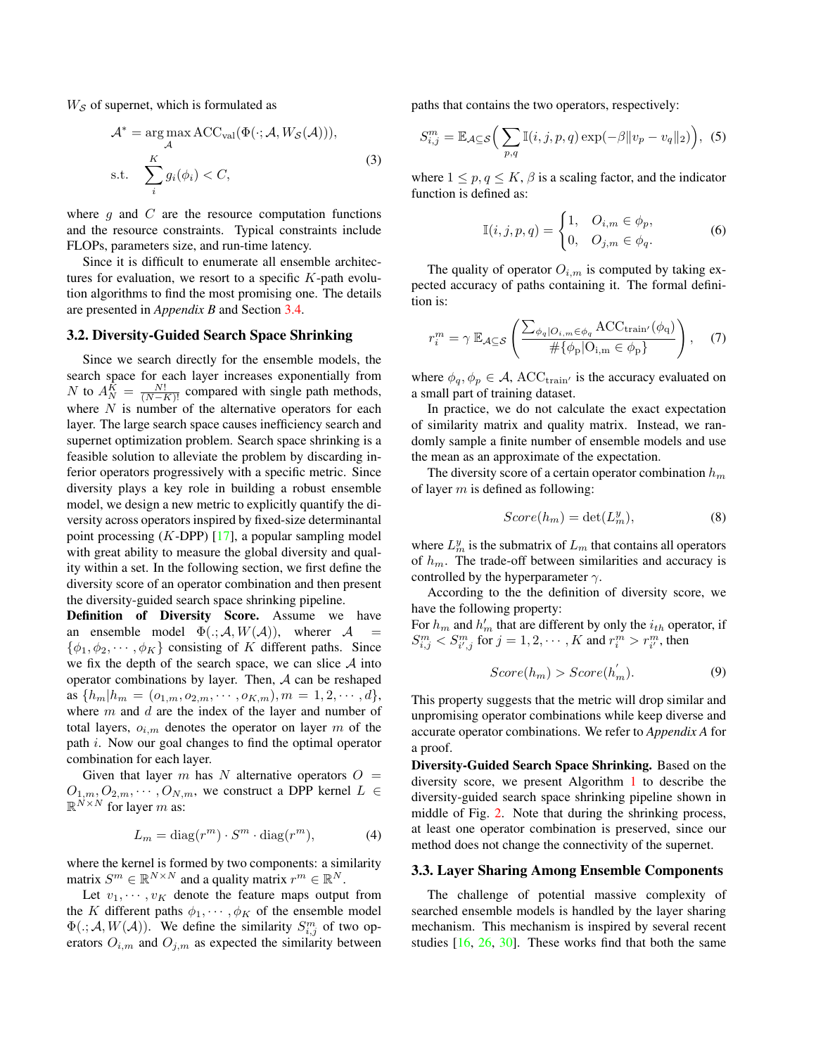$W_{\mathcal{S}}$ of supernet, which is formulated as

$$
\begin{aligned}
\mathcal{A}^* &= \arg\max_{\mathcal{A}} \mathrm{ACC}_{\mathrm{val}}(\Phi(\cdot;\mathcal{A}, W_{\mathcal{S}}(\mathcal{A}))), \\
\text{s.t.} \quad & \sum_{i}^{K} g_i(\phi_i) < C,
\end{aligned} \tag{3}
$$

where $g$ and $C$ are the resource computation functions and the resource constraints. Typical constraints include FLOPs, parameters size, and run-time latency.

Since it is difficult to enumerate all ensemble architectures for evaluation, we resort to a specific $K$-path evolution algorithms to find the most promising one. The details are presented in *Appendix B* and Section 3.4.

### 3.2. Diversity-Guided Search Space Shrinking

Since we search directly for the ensemble models, the search space for each layer increases exponentially from $N$ to $A_N^K = \frac{N!}{(N-K)!}$ compared with single path methods, where $N$ is number of the alternative operators for each layer. The large search space causes inefficiency search and supernet optimization problem. Search space shrinking is a feasible solution to alleviate the problem by discarding inferior operators progressively with a specific metric. Since diversity plays a key role in building a robust ensemble model, we design a new metric to explicitly quantify the diversity across operators inspired by fixed-size determinantal point processing ($K$-DPP) [17], a popular sampling model with great ability to measure the global diversity and quality within a set. In the following section, we first define the diversity score of an operator combination and then present the diversity-guided search space shrinking pipeline.

**Definition of Diversity Score.** Assume we have an ensemble model $\Phi(.;\mathcal{A}, W(\mathcal{A}))$, where $\mathcal{A} = \{\phi_1, \phi_2, \cdots, \phi_K\}$ consisting of $K$ different paths. Since we fix the depth of the search space, we can slice $\mathcal{A}$ into operator combinations by layer. Then, $\mathcal{A}$ can be reshaped as $\{h_m | h_m = (o_{1,m}, o_{2,m}, \cdots, o_{K,m}), m = 1, 2, \cdots, d\}$, where $m$ and $d$ are the index of the layer and number of total layers, $o_{i,m}$ denotes the operator on layer $m$ of the path $i$. Now our goal changes to find the optimal operator combination for each layer.

Given that layer $m$ has $N$ alternative operators $O = O_{1,m}, O_{2,m}, \cdots, O_{N,m}$, we construct a DPP kernel $L \in \mathbb{R}^{N\times N}$ for layer $m$ as:

$$
L_m = \mathrm{diag}(r^m) \cdot S^m \cdot \mathrm{diag}(r^m), \tag{4}
$$

where the kernel is formed by two components: a similarity matrix $S^m \in \mathbb{R}^{N\times N}$ and a quality matrix $r^m \in \mathbb{R}^N$.

Let $v_1, \cdots, v_K$ denote the feature maps output from the $K$ different paths $\phi_1, \cdots, \phi_K$ of the ensemble model $\Phi(.;\mathcal{A}, W(\mathcal{A}))$. We define the similarity $S_{i,j}^m$ of two operators $O_{i,m}$ and $O_{j,m}$ as expected the similarity between paths that contains the two operators, respectively:

$$
S_{i,j}^m = \mathbb{E}_{\mathcal{A}\subseteq\mathcal{S}}\Big(\sum_{p,q} \mathbb{I}(i,j,p,q)\exp(-\beta\|v_p - v_q\|_2)\Big), \tag{5}
$$

where $1 \le p, q \le K$, $\beta$ is a scaling factor, and the indicator function is defined as:

$$
\mathbb{I}(i,j,p,q) = \begin{cases} 1, & O_{i,m} \in \phi_p, \\ 0, & O_{j,m} \in \phi_q. \end{cases} \tag{6}
$$

The quality of operator $O_{i,m}$ is computed by taking expected accuracy of paths containing it. The formal definition is:

$$
r_i^m = \gamma\, \mathbb{E}_{\mathcal{A}\subseteq\mathcal{S}}\left(\frac{\sum_{\phi_q | O_{i,m}\in\phi_q} \mathrm{ACC}_{\mathrm{train}'}(\phi_q)}{\#\{\phi_p | O_{i,m} \in \phi_p\}}\right), \tag{7}
$$

where $\phi_q, \phi_p \in \mathcal{A}$, $\mathrm{ACC}_{\mathrm{train}'}$ is the accuracy evaluated on a small part of training dataset.

In practice, we do not calculate the exact expectation of similarity matrix and quality matrix. Instead, we randomly sample a finite number of ensemble models and use the mean as an approximate of the expectation.

The diversity score of a certain operator combination $h_m$ of layer $m$ is defined as following:

$$
Score(h_m) = \det(L_m^y), \tag{8}
$$

where $L_m^y$ is the submatrix of $L_m$ that contains all operators of $h_m$. The trade-off between similarities and accuracy is controlled by the hyperparameter $\gamma$.

According to the definition of diversity score, we have the following property:
For $h_m$ and $h_m'$ that are different by only the $i_{th}$ operator, if $S_{i,j}^m < S_{i',j}^m$ for $j = 1, 2, \cdots, K$ and $r_i^m > r_{i'}^m$, then

$$
Score(h_m) > Score(h_m'). \tag{9}
$$

This property suggests that the metric will drop similar and unpromising operator combinations while keep diverse and accurate operator combinations. We refer to *Appendix A* for a proof.

**Diversity-Guided Search Space Shrinking.** Based on the diversity score, we present Algorithm 1 to describe the diversity-guided search space shrinking pipeline shown in middle of Fig. 2. Note that during the shrinking process, at least one operator combination is preserved, since our method does not change the connectivity of the supernet.

### 3.3. Layer Sharing Among Ensemble Components

The challenge of potential massive complexity of searched ensemble models is handled by the layer sharing mechanism. This mechanism is inspired by several recent studies [16, 26, 30]. These works find that both the same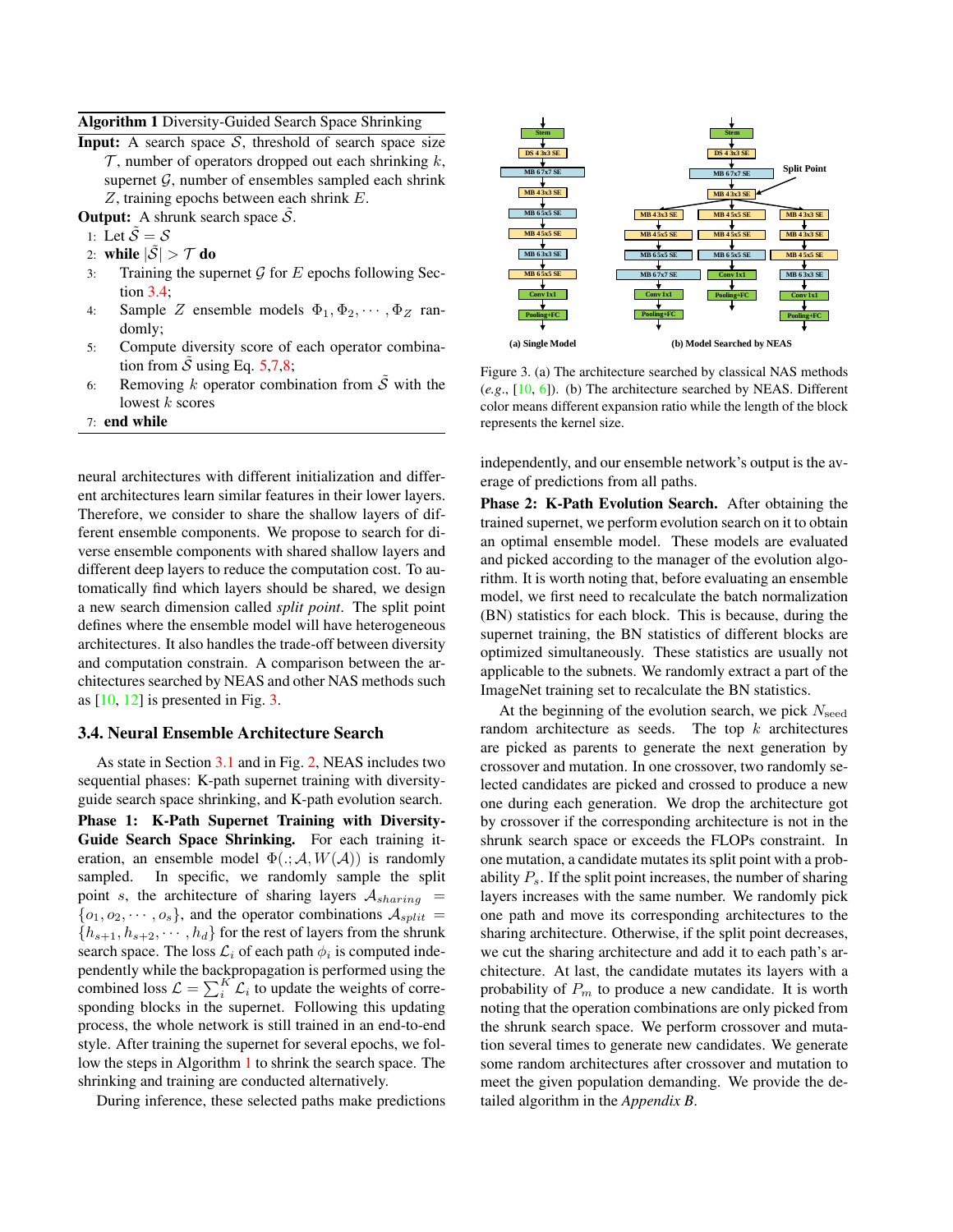**Algorithm 1** Diversity-Guided Search Space Shrinking

**Input:** A search space $\mathcal{S}$, threshold of search space size $\mathcal{T}$, number of operators dropped out each shrinking $k$, supernet $\mathcal{G}$, number of ensembles sampled each shrink $Z$, training epochs between each shrink $E$.

**Output:** A shrunk search space $\tilde{\mathcal{S}}$.

1: Let $\tilde{\mathcal{S}} = \mathcal{S}$
2: **while** $|\tilde{\mathcal{S}}| > \mathcal{T}$ **do**
3: Training the supernet $\mathcal{G}$ for $E$ epochs following Section 3.4;
4: Sample $Z$ ensemble models $\Phi_1, \Phi_2, \cdots, \Phi_Z$ randomly;
5: Compute diversity score of each operator combination from $\tilde{\mathcal{S}}$ using Eq. 5,7,8;
6: Removing $k$ operator combination from $\tilde{\mathcal{S}}$ with the lowest $k$ scores
7: **end while**

neural architectures with different initialization and different architectures learn similar features in their lower layers. Therefore, we consider to share the shallow layers of different ensemble components. We propose to search for diverse ensemble components with shared shallow layers and different deep layers to reduce the computation cost. To automatically find which layers should be shared, we design a new search dimension called *split point*. The split point defines where the ensemble model will have heterogeneous architectures. It also handles the trade-off between diversity and computation constrain. A comparison between the architectures searched by NEAS and other NAS methods such as [10, 12] is presented in Fig. 3.

Figure 3. (a) The architecture searched by classical NAS methods (*e.g.*, [10, 6]). (b) The architecture searched by NEAS. Different color means different expansion ratio while the length of the block represents the kernel size.

### 3.4. Neural Ensemble Architecture Search

As state in Section 3.1 and in Fig. 2, NEAS includes two sequential phases: K-path supernet training with diversity-guide search space shrinking, and K-path evolution search.

**Phase 1: K-Path Supernet Training with Diversity-Guide Search Space Shrinking.** For each training iteration, an ensemble model $\Phi(.;\mathcal{A}, W(\mathcal{A}))$ is randomly sampled. In specific, we randomly sample the split point $s$, the architecture of sharing layers $\mathcal{A}_{sharing} = \{o_1, o_2, \cdots, o_s\}$, and the operator combinations $\mathcal{A}_{split} = \{h_{s+1}, h_{s+2}, \cdots, h_d\}$ for the rest of layers from the shrunk search space. The loss $\mathcal{L}_i$ of each path $\phi_i$ is computed independently while the backpropagation is performed using the combined loss $\mathcal{L} = \sum_i^K \mathcal{L}_i$ to update the weights of corresponding blocks in the supernet. Following this updating process, the whole network is still trained in an end-to-end style. After training the supernet for several epochs, we follow the steps in Algorithm 1 to shrink the search space. The shrinking and training are conducted alternatively.

During inference, these selected paths make predictions independently, and our ensemble network's output is the average of predictions from all paths.

**Phase 2: K-Path Evolution Search.** After obtaining the trained supernet, we perform evolution search on it to obtain an optimal ensemble model. These models are evaluated and picked according to the manager of the evolution algorithm. It is worth noting that, before evaluating an ensemble model, we first need to recalculate the batch normalization (BN) statistics for each block. This is because, during the supernet training, the BN statistics of different blocks are optimized simultaneously. These statistics are usually not applicable to the subnets. We randomly extract a part of the ImageNet training set to recalculate the BN statistics.

At the beginning of the evolution search, we pick $N_{\text{seed}}$ random architecture as seeds. The top $k$ architectures are picked as parents to generate the next generation by crossover and mutation. In one crossover, two randomly selected candidates are picked and crossed to produce a new one during each generation. We drop the architecture got by crossover if the corresponding architecture is not in the shrunk search space or exceeds the FLOPs constraint. In one mutation, a candidate mutates its split point with a probability $P_s$. If the split point increases, the number of sharing layers increases with the same number. We randomly pick one path and move its corresponding architectures to the sharing architecture. Otherwise, if the split point decreases, we cut the sharing architecture and add it to each path's architecture. At last, the candidate mutates its layers with a probability of $P_m$ to produce a new candidate. It is worth noting that the operation combinations are only picked from the shrunk search space. We perform crossover and mutation several times to generate new candidates. We generate some random architectures after crossover and mutation to meet the given population demanding. We provide the detailed algorithm in the *Appendix B*.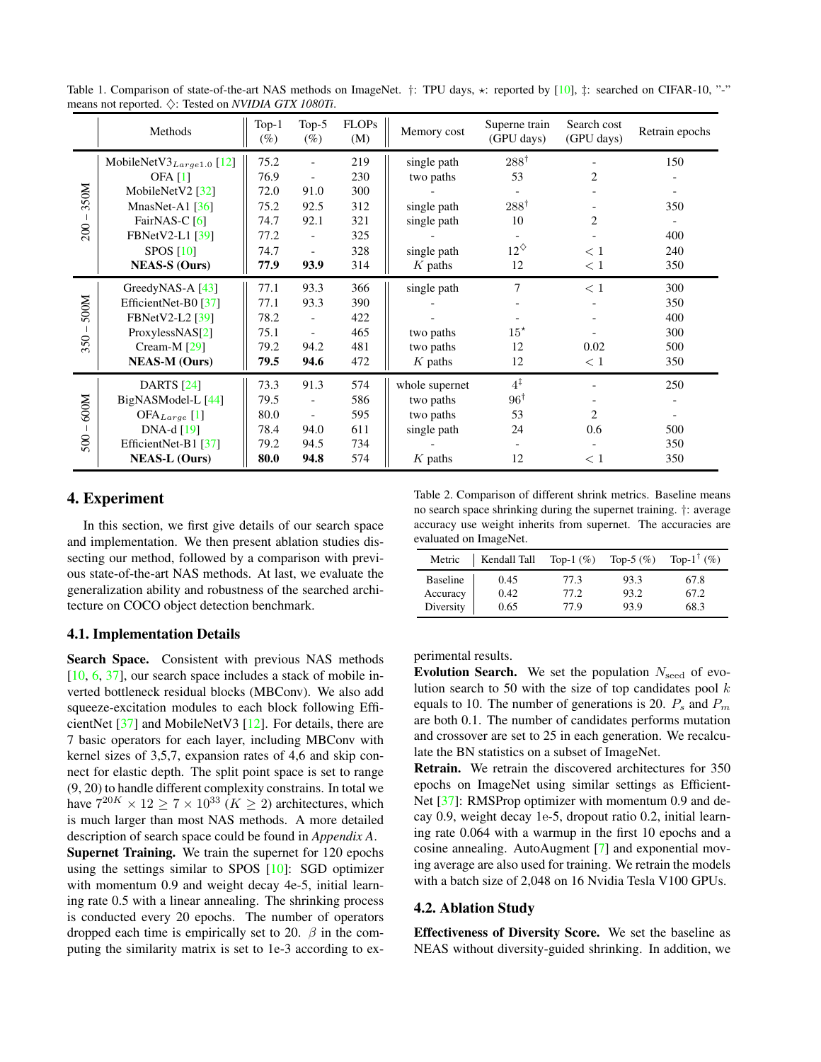Table 1. Comparison of state-of-the-art NAS methods on ImageNet. †: TPU days, ⋆: reported by [10], ‡: searched on CIFAR-10, "-" means not reported. ♢: Tested on *NVIDIA GTX 1080Ti*.

| | Methods | Top-1 (%) | Top-5 (%) | FLOPs (M) | Memory cost | Superne train (GPU days) | Search cost (GPU days) | Retrain epochs |
|---|---|---|---|---|---|---|---|---|
| 200 – 350M | MobileNetV3$_{Large1.0}$ [12] | 75.2 | - | 219 | single path | 288$^{\dagger}$ | - | 150 |
| | OFA [1] | 76.9 | - | 230 | two paths | 53 | 2 | - |
| | MobileNetV2 [32] | 72.0 | 91.0 | 300 | - | - | - | - |
| | MnasNet-A1 [36] | 75.2 | 92.5 | 312 | single path | 288$^{\dagger}$ | - | 350 |
| | FairNAS-C [6] | 74.7 | 92.1 | 321 | single path | 10 | 2 | - |
| | FBNetV2-L1 [39] | 77.2 | - | 325 | - | - | - | 400 |
| | SPOS [10] | 74.7 | - | 328 | single path | 12$^{\diamondsuit}$ | $< 1$ | 240 |
| | **NEAS-S (Ours)** | **77.9** | **93.9** | 314 | $K$ paths | 12 | $< 1$ | 350 |
| 350 – 500M | GreedyNAS-A [43] | 77.1 | 93.3 | 366 | single path | 7 | $< 1$ | 300 |
| | EfficientNet-B0 [37] | 77.1 | 93.3 | 390 | - | - | - | 350 |
| | FBNetV2-L2 [39] | 78.2 | - | 422 | - | - | - | 400 |
| | ProxylessNAS[2] | 75.1 | - | 465 | two paths | 15$^{\star}$ | - | 300 |
| | Cream-M [29] | 79.2 | 94.2 | 481 | two paths | 12 | 0.02 | 500 |
| | **NEAS-M (Ours)** | **79.5** | **94.6** | 472 | $K$ paths | 12 | $< 1$ | 350 |
| 500 – 600M | DARTS [24] | 73.3 | 91.3 | 574 | whole supernet | 4$^{\ddagger}$ | - | 250 |
| | BigNASModel-L [44] | 79.5 | - | 586 | two paths | 96$^{\dagger}$ | - | - |
| | OFA$_{Large}$ [1] | 80.0 | - | 595 | two paths | 53 | 2 | - |
| | DNA-d [19] | 78.4 | 94.0 | 611 | single path | 24 | 0.6 | 500 |
| | EfficientNet-B1 [37] | 79.2 | 94.5 | 734 | - | - | - | 350 |
| | **NEAS-L (Ours)** | **80.0** | **94.8** | 574 | $K$ paths | 12 | $< 1$ | 350 |

## 4. Experiment

In this section, we first give details of our search space and implementation. We then present ablation studies dissecting our method, followed by a comparison with previous state-of-the-art NAS methods. At last, we evaluate the generalization ability and robustness of the searched architecture on COCO object detection benchmark.

### 4.1. Implementation Details

**Search Space.** Consistent with previous NAS methods [10, 6, 37], our search space includes a stack of mobile inverted bottleneck residual blocks (MBConv). We also add squeeze-excitation modules to each block following EfficientNet [37] and MobileNetV3 [12]. For details, there are 7 basic operators for each layer, including MBConv with kernel sizes of 3,5,7, expansion rates of 4,6 and skip connect for elastic depth. The split point space is set to range (9, 20) to handle different complexity constrains. In total we have $7^{20K} \times 12 \geq 7 \times 10^{33}$ ($K \geq 2$) architectures, which is much larger than most NAS methods. A more detailed description of search space could be found in *Appendix A*.

**Supernet Training.** We train the supernet for 120 epochs using the settings similar to SPOS [10]: SGD optimizer with momentum 0.9 and weight decay 4e-5, initial learning rate 0.5 with a linear annealing. The shrinking process is conducted every 20 epochs. The number of operators dropped each time is empirically set to 20. $\beta$ in the computing the similarity matrix is set to 1e-3 according to experimental results.

Table 2. Comparison of different shrink metrics. Baseline means no search space shrinking during the supernet training. †: average accuracy use weight inherits from supernet. The accuracies are evaluated on ImageNet.

| Metric | Kendall Tall | Top-1 (%) | Top-5 (%) | Top-1$^{\dagger}$ (%) |
|---|---|---|---|---|
| Baseline | 0.45 | 77.3 | 93.3 | 67.8 |
| Accuracy | 0.42 | 77.2 | 93.2 | 67.2 |
| Diversity | 0.65 | 77.9 | 93.9 | 68.3 |

**Evolution Search.** We set the population $N_{\text{seed}}$ of evolution search to 50 with the size of top candidates pool $k$ equals to 10. The number of generations is 20. $P_s$ and $P_m$ are both 0.1. The number of candidates performs mutation and crossover are set to 25 in each generation. We recalculate the BN statistics on a subset of ImageNet.

**Retrain.** We retrain the discovered architectures for 350 epochs on ImageNet using similar settings as EfficientNet [37]: RMSProp optimizer with momentum 0.9 and decay 0.9, weight decay 1e-5, dropout ratio 0.2, initial learning rate 0.064 with a warmup in the first 10 epochs and a cosine annealing. AutoAugment [7] and exponential moving average are also used for training. We retrain the models with a batch size of 2,048 on 16 Nvidia Tesla V100 GPUs.

### 4.2. Ablation Study

**Effectiveness of Diversity Score.** We set the baseline as NEAS without diversity-guided shrinking. In addition, we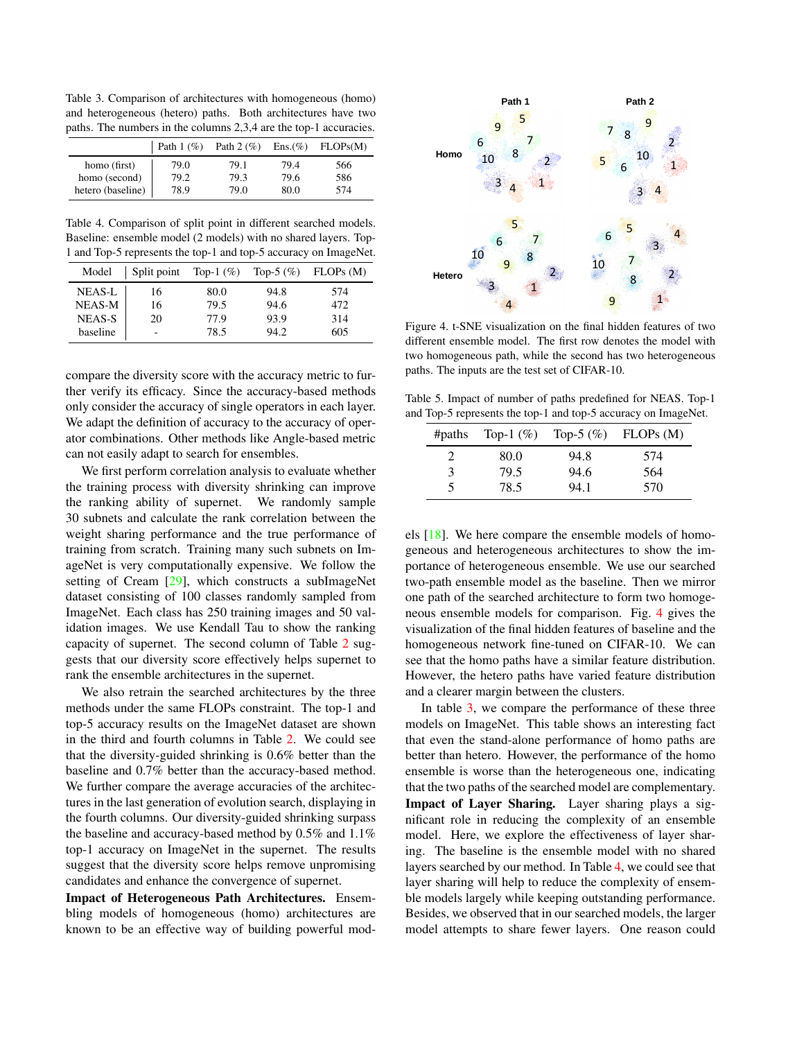Table 3. Comparison of architectures with homogeneous (homo) and heterogeneous (hetero) paths. Both architectures have two paths. The numbers in the columns 2,3,4 are the top-1 accuracies.

| | Path 1 (%) | Path 2 (%) | Ens.(%) | FLOPs(M) |
|---|---|---|---|---|
| homo (first) | 79.0 | 79.1 | 79.4 | 566 |
| homo (second) | 79.2 | 79.3 | 79.6 | 586 |
| hetero (baseline) | 78.9 | 79.0 | 80.0 | 574 |

Table 4. Comparison of split point in different searched models. Baseline: ensemble model (2 models) with no shared layers. Top-1 and Top-5 represents the top-1 and top-5 accuracy on ImageNet.

| Model | Split point | Top-1 (%) | Top-5 (%) | FLOPs (M) |
|---|---|---|---|---|
| NEAS-L | 16 | 80.0 | 94.8 | 574 |
| NEAS-M | 16 | 79.5 | 94.6 | 472 |
| NEAS-S | 20 | 77.9 | 93.9 | 314 |
| baseline | - | 78.5 | 94.2 | 605 |

compare the diversity score with the accuracy metric to further verify its efficacy. Since the accuracy-based methods only consider the accuracy of single operators in each layer. We adapt the definition of accuracy to the accuracy of operator combinations. Other methods like Angle-based metric can not easily adapt to search for ensembles.

We first perform correlation analysis to evaluate whether the training process with diversity shrinking can improve the ranking ability of supernet. We randomly sample 30 subnets and calculate the rank correlation between the weight sharing performance and the true performance of training from scratch. Training many such subnets on ImageNet is very computationally expensive. We follow the setting of Cream [29], which constructs a subImageNet dataset consisting of 100 classes randomly sampled from ImageNet. Each class has 250 training images and 50 validation images. We use Kendall Tau to show the ranking capacity of supernet. The second column of Table 2 suggests that our diversity score effectively helps supernet to rank the ensemble architectures in the supernet.

We also retrain the searched architectures by the three methods under the same FLOPs constraint. The top-1 and top-5 accuracy results on the ImageNet dataset are shown in the third and fourth columns in Table 2. We could see that the diversity-guided shrinking is 0.6% better than the baseline and 0.7% better than the accuracy-based method. We further compare the average accuracies of the architectures in the last generation of evolution search, displaying in the fourth columns. Our diversity-guided shrinking surpass the baseline and accuracy-based method by 0.5% and 1.1% top-1 accuracy on ImageNet in the supernet. The results suggest that the diversity score helps remove unpromising candidates and enhance the convergence of supernet.

**Impact of Heterogeneous Path Architectures.** Ensembling models of homogeneous (homo) architectures are known to be an effective way of building powerful models [18]. We here compare the ensemble models of homogeneous and heterogeneous architectures to show the importance of heterogeneous ensemble. We use our searched two-path ensemble model as the baseline. Then we mirror one path of the searched architecture to form two homogeneous ensemble models for comparison. Fig. 4 gives the visualization of the final hidden features of baseline and the homogeneous network fine-tuned on CIFAR-10. We can see that the homo paths have a similar feature distribution. However, the hetero paths have varied feature distribution and a clearer margin between the clusters.

Figure 4. t-SNE visualization on the final hidden features of two different ensemble model. The first row denotes the model with two homogeneous path, while the second has two heterogeneous paths. The inputs are the test set of CIFAR-10.

Table 5. Impact of number of paths predefined for NEAS. Top-1 and Top-5 represents the top-1 and top-5 accuracy on ImageNet.

| #paths | Top-1 (%) | Top-5 (%) | FLOPs (M) |
|---|---|---|---|
| 2 | 80.0 | 94.8 | 574 |
| 3 | 79.5 | 94.6 | 564 |
| 5 | 78.5 | 94.1 | 570 |

In table 3, we compare the performance of these three models on ImageNet. This table shows an interesting fact that even the stand-alone performance of homo paths are better than hetero. However, the performance of the homo ensemble is worse than the heterogeneous one, indicating that the two paths of the searched model are complementary.

**Impact of Layer Sharing.** Layer sharing plays a significant role in reducing the complexity of an ensemble model. Here, we explore the effectiveness of layer sharing. The baseline is the ensemble model with no shared layers searched by our method. In Table 4, we could see that layer sharing will help to reduce the complexity of ensemble models largely while keeping outstanding performance. Besides, we observed that in our searched models, the larger model attempts to share fewer layers. One reason could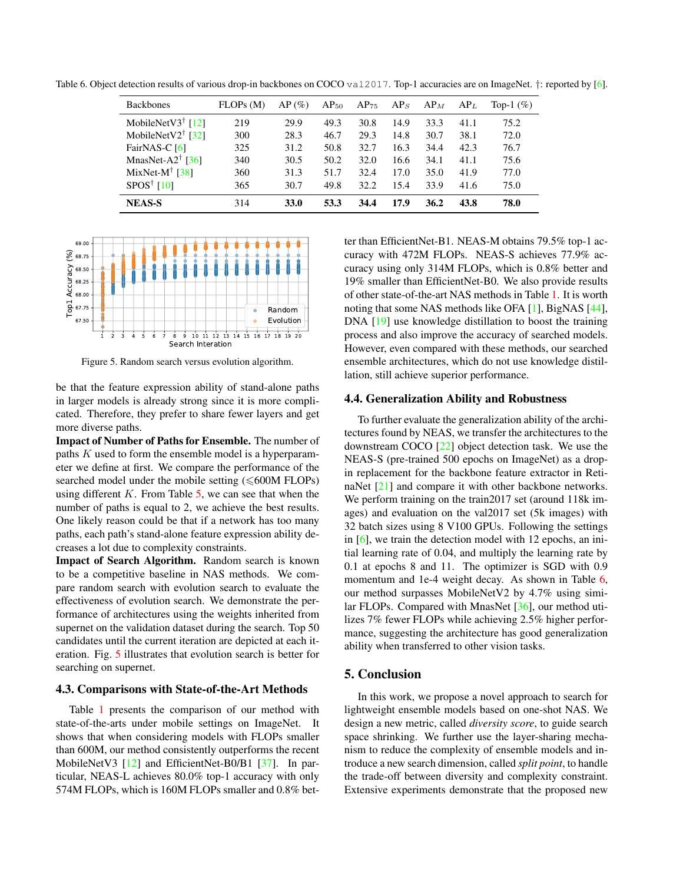Table 6. Object detection results of various drop-in backbones on COCO `val2017`. Top-1 accuracies are on ImageNet. †: reported by [6].

| Backbones | FLOPs (M) | AP (%) | $AP_{50}$ | $AP_{75}$ | $AP_S$ | $AP_M$ | $AP_L$ | Top-1 (%) |
|---|---|---|---|---|---|---|---|---|
| MobileNetV3† [12] | 219 | 29.9 | 49.3 | 30.8 | 14.9 | 33.3 | 41.1 | 75.2 |
| MobileNetV2† [32] | 300 | 28.3 | 46.7 | 29.3 | 14.8 | 30.7 | 38.1 | 72.0 |
| FairNAS-C [6] | 325 | 31.2 | 50.8 | 32.7 | 16.3 | 34.4 | 42.3 | 76.7 |
| MnasNet-A2† [36] | 340 | 30.5 | 50.2 | 32.0 | 16.6 | 34.1 | 41.1 | 75.6 |
| MixNet-M† [38] | 360 | 31.3 | 51.7 | 32.4 | 17.0 | 35.0 | 41.9 | 77.0 |
| SPOS† [10] | 365 | 30.7 | 49.8 | 32.2 | 15.4 | 33.9 | 41.6 | 75.0 |
| **NEAS-S** | 314 | **33.0** | **53.3** | **34.4** | **17.9** | **36.2** | **43.8** | **78.0** |

Figure 5. Random search versus evolution algorithm.

be that the feature expression ability of stand-alone paths in larger models is already strong since it is more complicated. Therefore, they prefer to share fewer layers and get more diverse paths.

**Impact of Number of Paths for Ensemble.** The number of paths $K$ used to form the ensemble model is a hyperparameter we define at first. We compare the performance of the searched model under the mobile setting ($\leqslant$600M FLOPs) using different $K$. From Table 5, we can see that when the number of paths is equal to 2, we achieve the best results. One likely reason could be that if a network has too many paths, each path's stand-alone feature expression ability decreases a lot due to complexity constraints.

**Impact of Search Algorithm.** Random search is known to be a competitive baseline in NAS methods. We compare random search with evolution search to evaluate the effectiveness of evolution search. We demonstrate the performance of architectures using the weights inherited from supernet on the validation dataset during the search. Top 50 candidates until the current iteration are depicted at each iteration. Fig. 5 illustrates that evolution search is better for searching on supernet.

### 4.3. Comparisons with State-of-the-Art Methods

Table 1 presents the comparison of our method with state-of-the-arts under mobile settings on ImageNet. It shows that when considering models with FLOPs smaller than 600M, our method consistently outperforms the recent MobileNetV3 [12] and EfficientNet-B0/B1 [37]. In particular, NEAS-L achieves 80.0% top-1 accuracy with only 574M FLOPs, which is 160M FLOPs smaller and 0.8% better than EfficientNet-B1. NEAS-M obtains 79.5% top-1 accuracy with 472M FLOPs. NEAS-S achieves 77.9% accuracy using only 314M FLOPs, which is 0.8% better and 19% smaller than EfficientNet-B0. We also provide results of other state-of-the-art NAS methods in Table 1. It is worth noting that some NAS methods like OFA [1], BigNAS [44], DNA [19] use knowledge distillation to boost the training process and also improve the accuracy of searched models. However, even compared with these methods, our searched ensemble architectures, which do not use knowledge distillation, still achieve superior performance.

### 4.4. Generalization Ability and Robustness

To further evaluate the generalization ability of the architectures found by NEAS, we transfer the architectures to the downstream COCO [22] object detection task. We use the NEAS-S (pre-trained 500 epochs on ImageNet) as a drop-in replacement for the backbone feature extractor in RetinaNet [21] and compare it with other backbone networks. We perform training on the train2017 set (around 118k images) and evaluation on the val2017 set (5k images) with 32 batch sizes using 8 V100 GPUs. Following the settings in [6], we train the detection model with 12 epochs, an initial learning rate of 0.04, and multiply the learning rate by 0.1 at epochs 8 and 11. The optimizer is SGD with 0.9 momentum and 1e-4 weight decay. As shown in Table 6, our method surpasses MobileNetV2 by 4.7% using similar FLOPs. Compared with MnasNet [36], our method utilizes 7% fewer FLOPs while achieving 2.5% higher performance, suggesting the architecture has good generalization ability when transferred to other vision tasks.

## 5. Conclusion

In this work, we propose a novel approach to search for lightweight ensemble models based on one-shot NAS. We design a new metric, called *diversity score*, to guide search space shrinking. We further use the layer-sharing mechanism to reduce the complexity of ensemble models and introduce a new search dimension, called *split point*, to handle the trade-off between diversity and complexity constraint. Extensive experiments demonstrate that the proposed new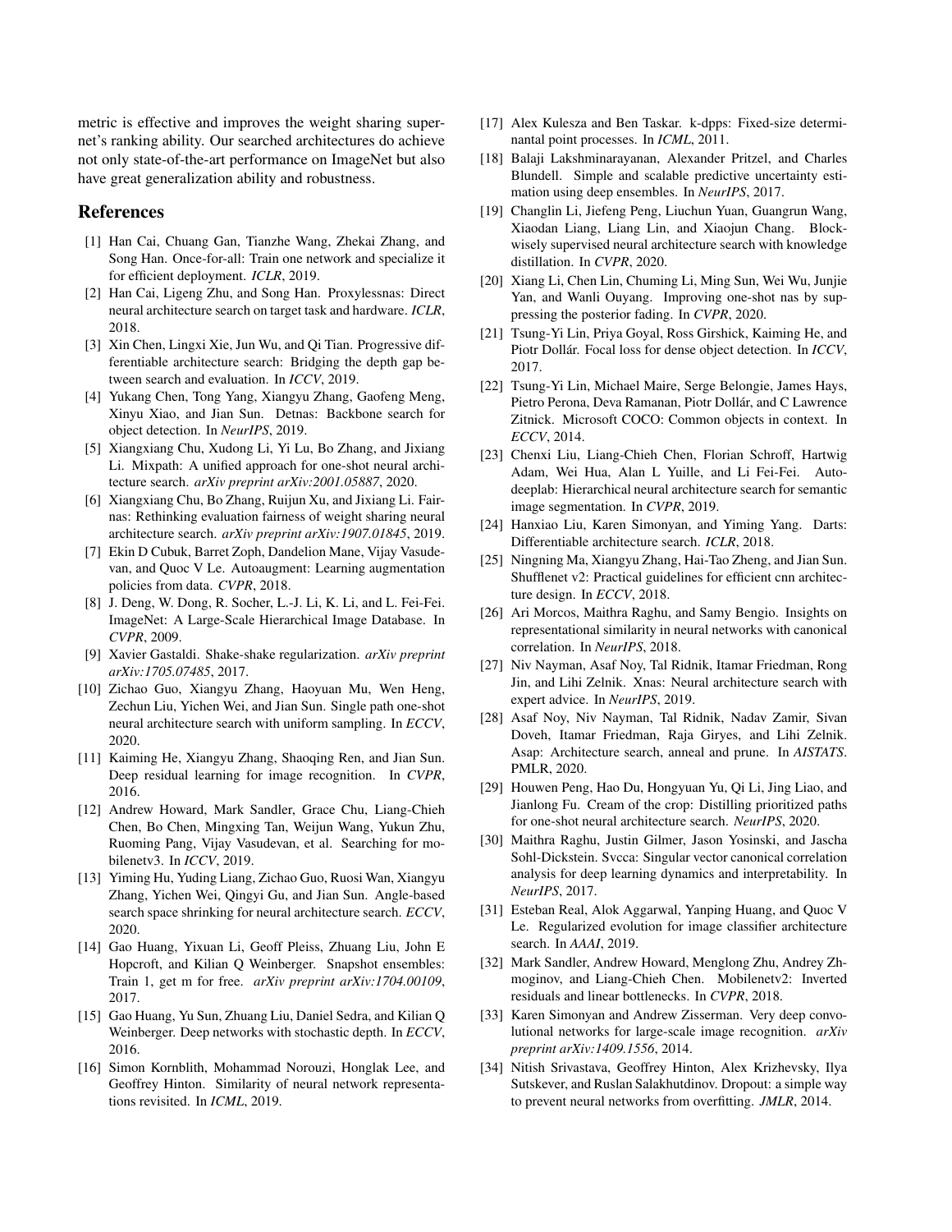metric is effective and improves the weight sharing supernet's ranking ability. Our searched architectures do achieve not only state-of-the-art performance on ImageNet but also have great generalization ability and robustness.

## References

[1] Han Cai, Chuang Gan, Tianzhe Wang, Zhekai Zhang, and Song Han. Once-for-all: Train one network and specialize it for efficient deployment. *ICLR*, 2019.

[2] Han Cai, Ligeng Zhu, and Song Han. Proxylessnas: Direct neural architecture search on target task and hardware. *ICLR*, 2018.

[3] Xin Chen, Lingxi Xie, Jun Wu, and Qi Tian. Progressive differentiable architecture search: Bridging the depth gap between search and evaluation. In *ICCV*, 2019.

[4] Yukang Chen, Tong Yang, Xiangyu Zhang, Gaofeng Meng, Xinyu Xiao, and Jian Sun. Detnas: Backbone search for object detection. In *NeurIPS*, 2019.

[5] Xiangxiang Chu, Xudong Li, Yi Lu, Bo Zhang, and Jixiang Li. Mixpath: A unified approach for one-shot neural architecture search. *arXiv preprint arXiv:2001.05887*, 2020.

[6] Xiangxiang Chu, Bo Zhang, Ruijun Xu, and Jixiang Li. Fairnas: Rethinking evaluation fairness of weight sharing neural architecture search. *arXiv preprint arXiv:1907.01845*, 2019.

[7] Ekin D Cubuk, Barret Zoph, Dandelion Mane, Vijay Vasudevan, and Quoc V Le. Autoaugment: Learning augmentation policies from data. *CVPR*, 2018.

[8] J. Deng, W. Dong, R. Socher, L.-J. Li, K. Li, and L. Fei-Fei. ImageNet: A Large-Scale Hierarchical Image Database. In *CVPR*, 2009.

[9] Xavier Gastaldi. Shake-shake regularization. *arXiv preprint arXiv:1705.07485*, 2017.

[10] Zichao Guo, Xiangyu Zhang, Haoyuan Mu, Wen Heng, Zechun Liu, Yichen Wei, and Jian Sun. Single path one-shot neural architecture search with uniform sampling. In *ECCV*, 2020.

[11] Kaiming He, Xiangyu Zhang, Shaoqing Ren, and Jian Sun. Deep residual learning for image recognition. In *CVPR*, 2016.

[12] Andrew Howard, Mark Sandler, Grace Chu, Liang-Chieh Chen, Bo Chen, Mingxing Tan, Weijun Wang, Yukun Zhu, Ruoming Pang, Vijay Vasudevan, et al. Searching for mobilenetv3. In *ICCV*, 2019.

[13] Yiming Hu, Yuding Liang, Zichao Guo, Ruosi Wan, Xiangyu Zhang, Yichen Wei, Qingyi Gu, and Jian Sun. Angle-based search space shrinking for neural architecture search. *ECCV*, 2020.

[14] Gao Huang, Yixuan Li, Geoff Pleiss, Zhuang Liu, John E Hopcroft, and Kilian Q Weinberger. Snapshot ensembles: Train 1, get m for free. *arXiv preprint arXiv:1704.00109*, 2017.

[15] Gao Huang, Yu Sun, Zhuang Liu, Daniel Sedra, and Kilian Q Weinberger. Deep networks with stochastic depth. In *ECCV*, 2016.

[16] Simon Kornblith, Mohammad Norouzi, Honglak Lee, and Geoffrey Hinton. Similarity of neural network representations revisited. In *ICML*, 2019.

[17] Alex Kulesza and Ben Taskar. k-dpps: Fixed-size determinantal point processes. In *ICML*, 2011.

[18] Balaji Lakshminarayanan, Alexander Pritzel, and Charles Blundell. Simple and scalable predictive uncertainty estimation using deep ensembles. In *NeurIPS*, 2017.

[19] Changlin Li, Jiefeng Peng, Liuchun Yuan, Guangrun Wang, Xiaodan Liang, Liang Lin, and Xiaojun Chang. Block-wisely supervised neural architecture search with knowledge distillation. In *CVPR*, 2020.

[20] Xiang Li, Chen Lin, Chuming Li, Ming Sun, Wei Wu, Junjie Yan, and Wanli Ouyang. Improving one-shot nas by suppressing the posterior fading. In *CVPR*, 2020.

[21] Tsung-Yi Lin, Priya Goyal, Ross Girshick, Kaiming He, and Piotr Dollár. Focal loss for dense object detection. In *ICCV*, 2017.

[22] Tsung-Yi Lin, Michael Maire, Serge Belongie, James Hays, Pietro Perona, Deva Ramanan, Piotr Dollár, and C Lawrence Zitnick. Microsoft COCO: Common objects in context. In *ECCV*, 2014.

[23] Chenxi Liu, Liang-Chieh Chen, Florian Schroff, Hartwig Adam, Wei Hua, Alan L Yuille, and Li Fei-Fei. Auto-deeplab: Hierarchical neural architecture search for semantic image segmentation. In *CVPR*, 2019.

[24] Hanxiao Liu, Karen Simonyan, and Yiming Yang. Darts: Differentiable architecture search. *ICLR*, 2018.

[25] Ningning Ma, Xiangyu Zhang, Hai-Tao Zheng, and Jian Sun. Shufflenet v2: Practical guidelines for efficient cnn architecture design. In *ECCV*, 2018.

[26] Ari Morcos, Maithra Raghu, and Samy Bengio. Insights on representational similarity in neural networks with canonical correlation. In *NeurIPS*, 2018.

[27] Niv Nayman, Asaf Noy, Tal Ridnik, Itamar Friedman, Rong Jin, and Lihi Zelnik. Xnas: Neural architecture search with expert advice. In *NeurIPS*, 2019.

[28] Asaf Noy, Niv Nayman, Tal Ridnik, Nadav Zamir, Sivan Doveh, Itamar Friedman, Raja Giryes, and Lihi Zelnik. Asap: Architecture search, anneal and prune. In *AISTATS*. PMLR, 2020.

[29] Houwen Peng, Hao Du, Hongyuan Yu, Qi Li, Jing Liao, and Jianlong Fu. Cream of the crop: Distilling prioritized paths for one-shot neural architecture search. *NeurIPS*, 2020.

[30] Maithra Raghu, Justin Gilmer, Jason Yosinski, and Jascha Sohl-Dickstein. Svcca: Singular vector canonical correlation analysis for deep learning dynamics and interpretability. In *NeurIPS*, 2017.

[31] Esteban Real, Alok Aggarwal, Yanping Huang, and Quoc V Le. Regularized evolution for image classifier architecture search. In *AAAI*, 2019.

[32] Mark Sandler, Andrew Howard, Menglong Zhu, Andrey Zhmoginov, and Liang-Chieh Chen. Mobilenetv2: Inverted residuals and linear bottlenecks. In *CVPR*, 2018.

[33] Karen Simonyan and Andrew Zisserman. Very deep convolutional networks for large-scale image recognition. *arXiv preprint arXiv:1409.1556*, 2014.

[34] Nitish Srivastava, Geoffrey Hinton, Alex Krizhevsky, Ilya Sutskever, and Ruslan Salakhutdinov. Dropout: a simple way to prevent neural networks from overfitting. *JMLR*, 2014.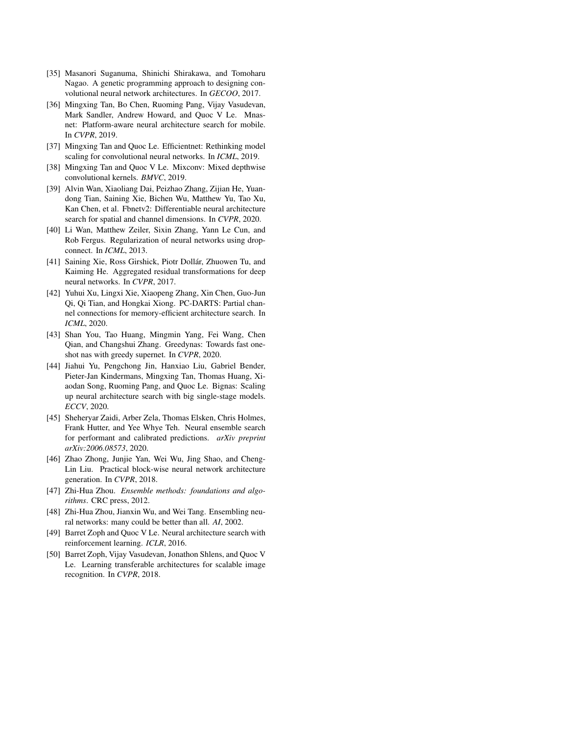[35] Masanori Suganuma, Shinichi Shirakawa, and Tomoharu Nagao. A genetic programming approach to designing convolutional neural network architectures. In *GECOO*, 2017.

[36] Mingxing Tan, Bo Chen, Ruoming Pang, Vijay Vasudevan, Mark Sandler, Andrew Howard, and Quoc V Le. Mnasnet: Platform-aware neural architecture search for mobile. In *CVPR*, 2019.

[37] Mingxing Tan and Quoc Le. Efficientnet: Rethinking model scaling for convolutional neural networks. In *ICML*, 2019.

[38] Mingxing Tan and Quoc V Le. Mixconv: Mixed depthwise convolutional kernels. *BMVC*, 2019.

[39] Alvin Wan, Xiaoliang Dai, Peizhao Zhang, Zijian He, Yuandong Tian, Saining Xie, Bichen Wu, Matthew Yu, Tao Xu, Kan Chen, et al. Fbnetv2: Differentiable neural architecture search for spatial and channel dimensions. In *CVPR*, 2020.

[40] Li Wan, Matthew Zeiler, Sixin Zhang, Yann Le Cun, and Rob Fergus. Regularization of neural networks using dropconnect. In *ICML*, 2013.

[41] Saining Xie, Ross Girshick, Piotr Dollár, Zhuowen Tu, and Kaiming He. Aggregated residual transformations for deep neural networks. In *CVPR*, 2017.

[42] Yuhui Xu, Lingxi Xie, Xiaopeng Zhang, Xin Chen, Guo-Jun Qi, Qi Tian, and Hongkai Xiong. PC-DARTS: Partial channel connections for memory-efficient architecture search. In *ICML*, 2020.

[43] Shan You, Tao Huang, Mingmin Yang, Fei Wang, Chen Qian, and Changshui Zhang. Greedynas: Towards fast one-shot nas with greedy supernet. In *CVPR*, 2020.

[44] Jiahui Yu, Pengchong Jin, Hanxiao Liu, Gabriel Bender, Pieter-Jan Kindermans, Mingxing Tan, Thomas Huang, Xiaodan Song, Ruoming Pang, and Quoc Le. Bignas: Scaling up neural architecture search with big single-stage models. *ECCV*, 2020.

[45] Sheheryar Zaidi, Arber Zela, Thomas Elsken, Chris Holmes, Frank Hutter, and Yee Whye Teh. Neural ensemble search for performant and calibrated predictions. *arXiv preprint arXiv:2006.08573*, 2020.

[46] Zhao Zhong, Junjie Yan, Wei Wu, Jing Shao, and Cheng-Lin Liu. Practical block-wise neural network architecture generation. In *CVPR*, 2018.

[47] Zhi-Hua Zhou. *Ensemble methods: foundations and algorithms*. CRC press, 2012.

[48] Zhi-Hua Zhou, Jianxin Wu, and Wei Tang. Ensembling neural networks: many could be better than all. *AI*, 2002.

[49] Barret Zoph and Quoc V Le. Neural architecture search with reinforcement learning. *ICLR*, 2016.

[50] Barret Zoph, Vijay Vasudevan, Jonathon Shlens, and Quoc V Le. Learning transferable architectures for scalable image recognition. In *CVPR*, 2018.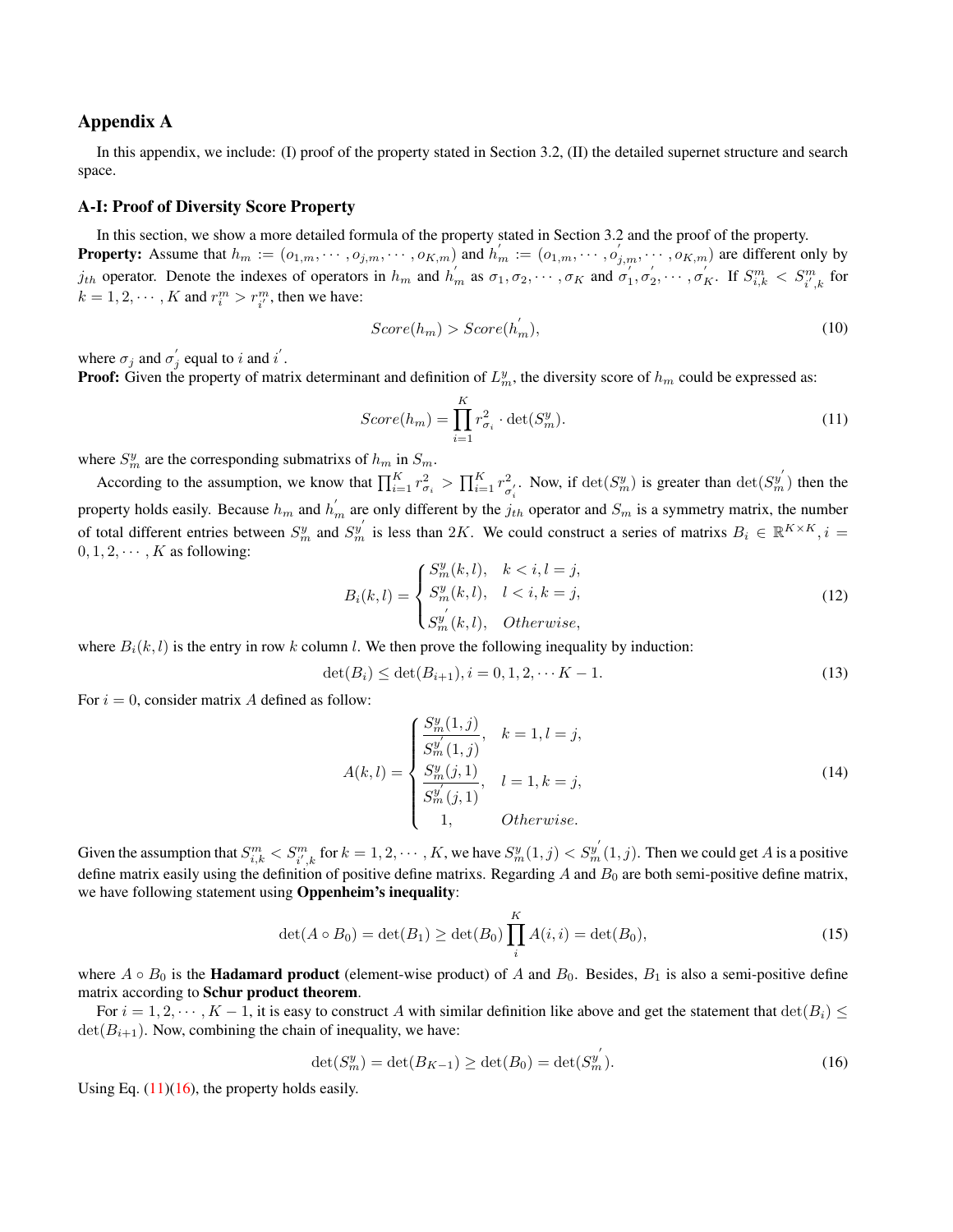## Appendix A

In this appendix, we include: (I) proof of the property stated in Section 3.2, (II) the detailed supernet structure and search space.

### A-I: Proof of Diversity Score Property

In this section, we show a more detailed formula of the property stated in Section 3.2 and the proof of the property.

**Property:** Assume that $h_m := (o_{1,m}, \cdots, o_{j,m}, \cdots, o_{K,m})$ and $h_m^{'} := (o_{1,m}, \cdots, o_{j,m}^{'}, \cdots, o_{K,m})$ are different only by $j_{th}$ operator. Denote the indexes of operators in $h_m$ and $h_m^{'}$ as $\sigma_1, \sigma_2, \cdots, \sigma_K$ and $\sigma_1^{'}, \sigma_2^{'}, \cdots, \sigma_K^{'}$. If $S_{i,k}^m < S_{i^{'},k}^m$ for $k = 1, 2, \cdots, K$ and $r_i^m > r_{i^{'}}^m$, then we have:

$$Score(h_m) > Score(h_m^{'}), \tag{10}$$

where $\sigma_j$ and $\sigma_j^{'}$ equal to $i$ and $i^{'}$.

**Proof:** Given the property of matrix determinant and definition of $L_m^y$, the diversity score of $h_m$ could be expressed as:

$$Score(h_m) = \prod_{i=1}^{K} r_{\sigma_i}^2 \cdot \det(S_m^y). \tag{11}$$

where $S_m^y$ are the corresponding submatrixs of $h_m$ in $S_m$.

According to the assumption, we know that $\prod_{i=1}^{K} r_{\sigma_i}^2 > \prod_{i=1}^{K} r_{\sigma_i^{'}}^2$. Now, if $\det(S_m^y)$ is greater than $\det(S_m^{y^{'}})$ then the property holds easily. Because $h_m$ and $h_m^{'}$ are only different by the $j_{th}$ operator and $S_m$ is a symmetry matrix, the number of total different entries between $S_m^y$ and $S_m^{y^{'}}$ is less than $2K$. We could construct a series of matrixs $B_i \in \mathbb{R}^{K \times K}, i = 0, 1, 2, \cdots, K$ as following:

$$B_i(k,l) = \begin{cases} S_m^y(k,l), & k < i, l = j, \\ S_m^y(k,l), & l < i, k = j, \\ S_m^{y^{'}}(k,l), & Otherwise, \end{cases} \tag{12}$$

where $B_i(k,l)$ is the entry in row $k$ column $l$. We then prove the following inequality by induction:

$$\det(B_i) \leq \det(B_{i+1}), i = 0, 1, 2, \cdots K-1. \tag{13}$$

For $i = 0$, consider matrix $A$ defined as follow:

$$A(k,l) = \begin{cases} \dfrac{S_m^y(1,j)}{S_m^{y^{'}}(1,j)}, & k = 1, l = j, \\ \dfrac{S_m^y(j,1)}{S_m^{y^{'}}(j,1)}, & l = 1, k = j, \\ 1, & Otherwise. \end{cases} \tag{14}$$

Given the assumption that $S_{i,k}^m < S_{i^{'},k}^m$ for $k = 1, 2, \cdots, K$, we have $S_m^y(1,j) < S_m^{y^{'}}(1,j)$. Then we could get $A$ is a positive define matrix easily using the definition of positive define matrixs. Regarding $A$ and $B_0$ are both semi-positive define matrix, we have following statement using **Oppenheim's inequality**:

$$\det(A \circ B_0) = \det(B_1) \geq \det(B_0) \prod_{i}^{K} A(i,i) = \det(B_0), \tag{15}$$

where $A \circ B_0$ is the **Hadamard product** (element-wise product) of $A$ and $B_0$. Besides, $B_1$ is also a semi-positive define matrix according to **Schur product theorem**.

For $i = 1, 2, \cdots, K-1$, it is easy to construct $A$ with similar definition like above and get the statement that $\det(B_i) \leq \det(B_{i+1})$. Now, combining the chain of inequality, we have:

$$\det(S_m^y) = \det(B_{K-1}) \geq \det(B_0) = \det(S_m^{y^{'}}). \tag{16}$$

Using Eq. (11)(16), the property holds easily.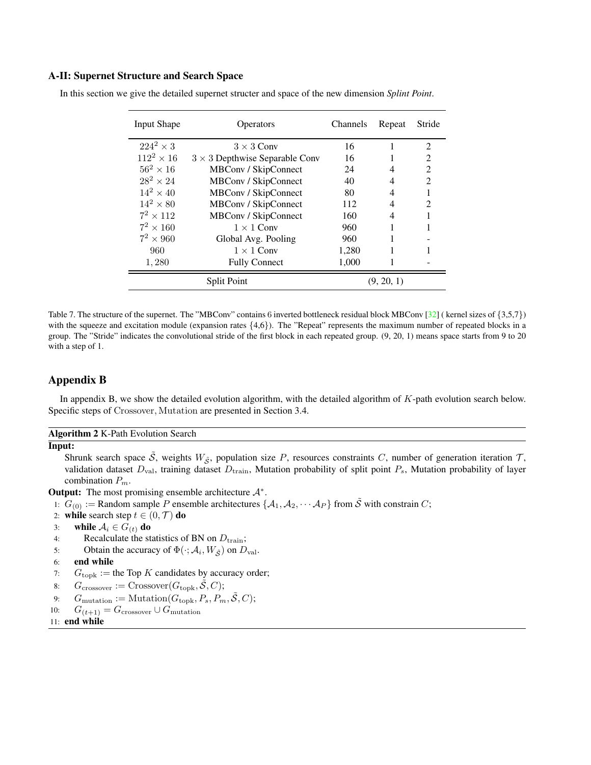### A-II: Supernet Structure and Search Space

In this section we give the detailed supernet structer and space of the new dimension *Splint Point*.

| Input Shape | Operators | Channels | Repeat | Stride |
|---|---|---|---|---|
| $224^2 \times 3$ | $3 \times 3$ Conv | 16 | 1 | 2 |
| $112^2 \times 16$ | $3 \times 3$ Depthwise Separable Conv | 16 | 1 | 2 |
| $56^2 \times 16$ | MBConv / SkipConnect | 24 | 4 | 2 |
| $28^2 \times 24$ | MBConv / SkipConnect | 40 | 4 | 2 |
| $14^2 \times 40$ | MBConv / SkipConnect | 80 | 4 | 1 |
| $14^2 \times 80$ | MBConv / SkipConnect | 112 | 4 | 2 |
| $7^2 \times 112$ | MBConv / SkipConnect | 160 | 4 | 1 |
| $7^2 \times 160$ | $1 \times 1$ Conv | 960 | 1 | 1 |
| $7^2 \times 960$ | Global Avg. Pooling | 960 | 1 | - |
| 960 | $1 \times 1$ Conv | 1,280 | 1 | 1 |
| $1,280$ | Fully Connect | 1,000 | 1 | - |
| Split Point | | (9, 20, 1) | | |

Table 7. The structure of the supernet. The "MBConv" contains 6 inverted bottleneck residual block MBConv [32] ( kernel sizes of {3,5,7}) with the squeeze and excitation module (expansion rates {4,6}). The "Repeat" represents the maximum number of repeated blocks in a group. The "Stride" indicates the convolutional stride of the first block in each repeated group. (9, 20, 1) means space starts from 9 to 20 with a step of 1.

## Appendix B

In appendix B, we show the detailed evolution algorithm, with the detailed algorithm of $K$-path evolution search below. Specific steps of $\text{Crossover}, \text{Mutation}$ are presented in Section 3.4.

**Algorithm 2** K-Path Evolution Search

**Input:**
Shrunk search space $\tilde{\mathcal{S}}$, weights $W_{\tilde{\mathcal{S}}}$, population size $P$, resources constraints $C$, number of generation iteration $\mathcal{T}$, validation dataset $D_{\text{val}}$, training dataset $D_{\text{train}}$, Mutation probability of split point $P_s$, Mutation probability of layer combination $P_m$.

**Output:** The most promising ensemble architecture $\mathcal{A}^*$.

1: $G_{(0)} :=$ Random sample $P$ ensemble architectures $\{\mathcal{A}_1, \mathcal{A}_2, \cdots \mathcal{A}_P\}$ from $\tilde{\mathcal{S}}$ with constrain $C$;
2: **while** search step $t \in (0, \mathcal{T})$ **do**
3: &nbsp;&nbsp;&nbsp;&nbsp;**while** $\mathcal{A}_i \in G_{(t)}$ **do**
4: &nbsp;&nbsp;&nbsp;&nbsp;&nbsp;&nbsp;&nbsp;&nbsp;Recalculate the statistics of BN on $D_{\text{train}}$;
5: &nbsp;&nbsp;&nbsp;&nbsp;&nbsp;&nbsp;&nbsp;&nbsp;Obtain the accuracy of $\Phi(\cdot; \mathcal{A}_i, W_{\tilde{\mathcal{S}}})$ on $D_{\text{val}}$.
6: &nbsp;&nbsp;&nbsp;&nbsp;**end while**
7: &nbsp;&nbsp;&nbsp;&nbsp;$G_{\text{topk}} :=$ the Top $K$ candidates by accuracy order;
8: &nbsp;&nbsp;&nbsp;&nbsp;$G_{\text{crossover}} := \text{Crossover}(G_{\text{topk}}, \tilde{\mathcal{S}}, C)$;
9: &nbsp;&nbsp;&nbsp;&nbsp;$G_{\text{mutation}} := \text{Mutation}(G_{\text{topk}}, P_s, P_m, \tilde{\mathcal{S}}, C)$;
10: &nbsp;&nbsp;&nbsp;&nbsp;$G_{(t+1)} = G_{\text{crossover}} \cup G_{\text{mutation}}$
11: **end while**